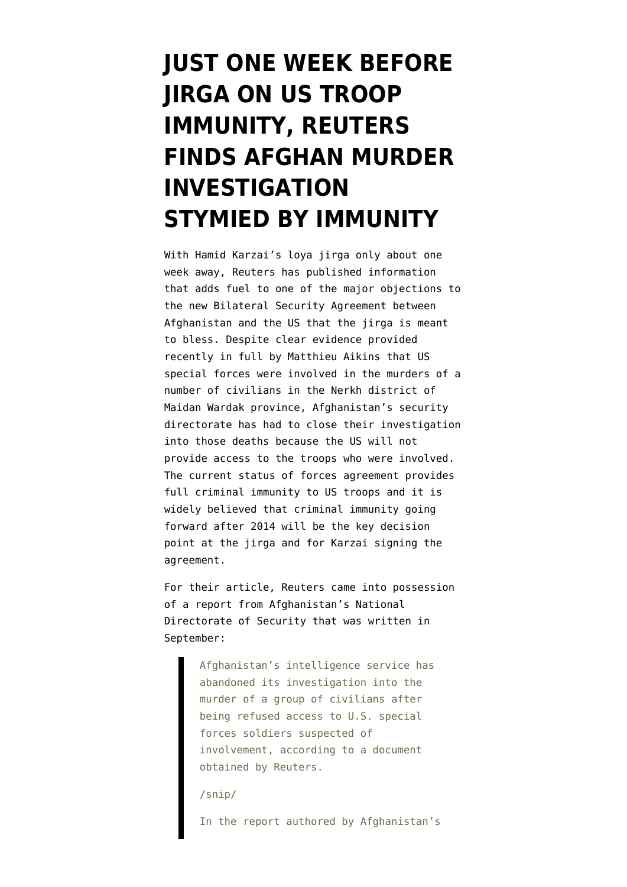# JUST ONE WEEK BEFORE JIRGA ON US TROOP IMMUNITY, REUTERS FINDS AFGHAN MURDER INVESTIGATION STYMIED BY IMMUNITY

With Hamid Karzai's loya jirga only about one week away, Reuters has published information that adds fuel to one of the major objections to the new Bilateral Security Agreement between Afghanistan and the US that the jirga is meant to bless. Despite clear evidence provided recently in full by Matthieu Aikins that US special forces were involved in the murders of a number of civilians in the Nerkh district of Maidan Wardak province, Afghanistan's security directorate has had to close their investigation into those deaths because the US will not provide access to the troops who were involved. The current status of forces agreement provides full criminal immunity to US troops and it is widely believed that criminal immunity going forward after 2014 will be the key decision point at the jirga and for Karzai signing the agreement.

For their article, Reuters came into possession of a report from Afghanistan's National Directorate of Security that was written in September:

> Afghanistan's intelligence service has abandoned its investigation into the murder of a group of civilians after being refused access to U.S. special forces soldiers suspected of involvement, according to a document obtained by Reuters.
>
> /snip/
>
> In the report authored by Afghanistan's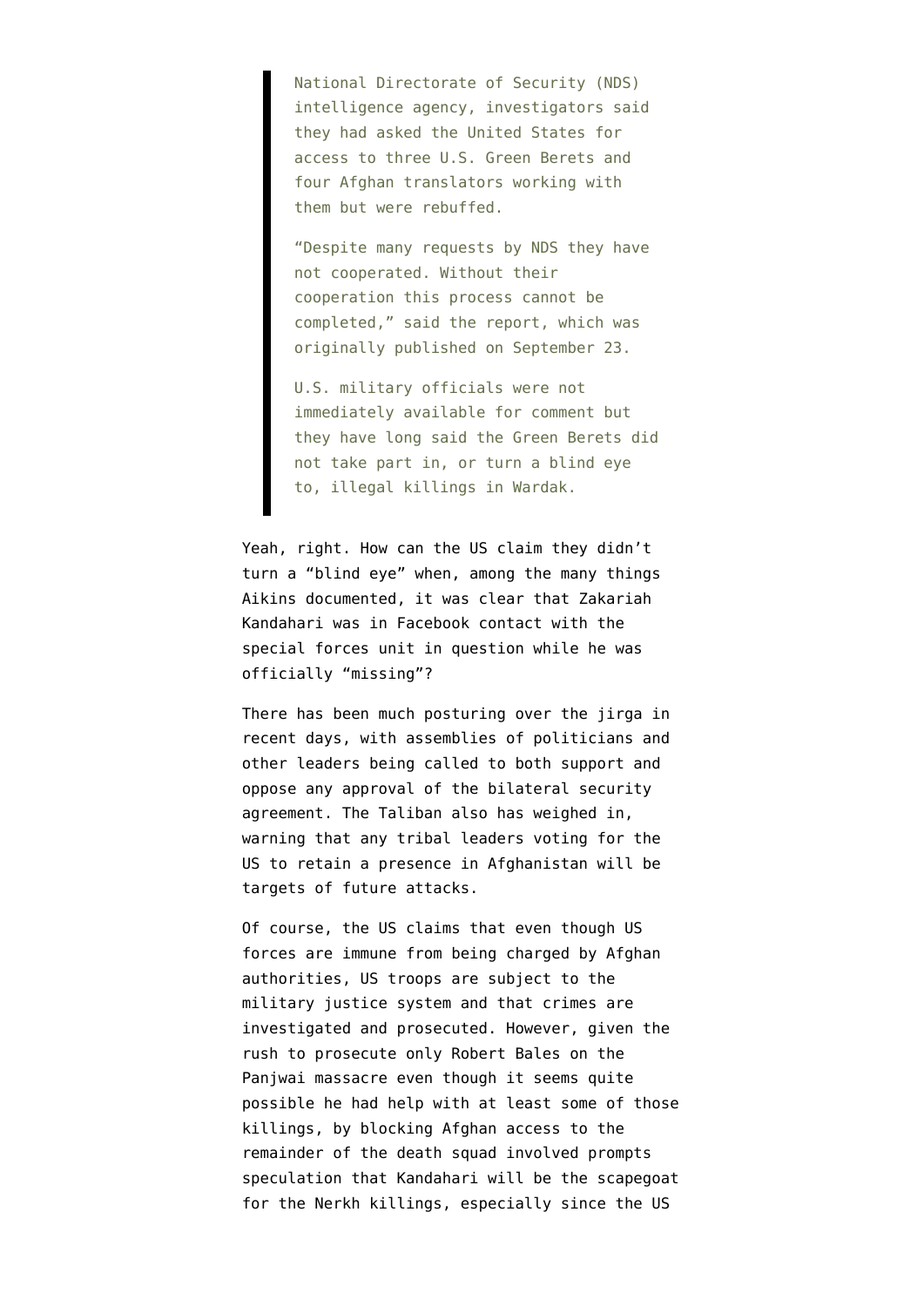> National Directorate of Security (NDS) intelligence agency, investigators said they had asked the United States for access to three U.S. Green Berets and four Afghan translators working with them but were rebuffed.
>
> "Despite many requests by NDS they have not cooperated. Without their cooperation this process cannot be completed," said the report, which was originally published on September 23.
>
> U.S. military officials were not immediately available for comment but they have long said the Green Berets did not take part in, or turn a blind eye to, illegal killings in Wardak.

Yeah, right. How can the US claim they didn't turn a "blind eye" when, among the many things Aikins documented, it was clear that Zakariah Kandahari was in Facebook contact with the special forces unit in question while he was officially "missing"?

There has been much posturing over the jirga in recent days, with assemblies of politicians and other leaders being called to both support and oppose any approval of the bilateral security agreement. The Taliban also has weighed in, warning that any tribal leaders voting for the US to retain a presence in Afghanistan will be targets of future attacks.

Of course, the US claims that even though US forces are immune from being charged by Afghan authorities, US troops are subject to the military justice system and that crimes are investigated and prosecuted. However, given the rush to prosecute only Robert Bales on the Panjwai massacre even though it seems quite possible he had help with at least some of those killings, by blocking Afghan access to the remainder of the death squad involved prompts speculation that Kandahari will be the scapegoat for the Nerkh killings, especially since the US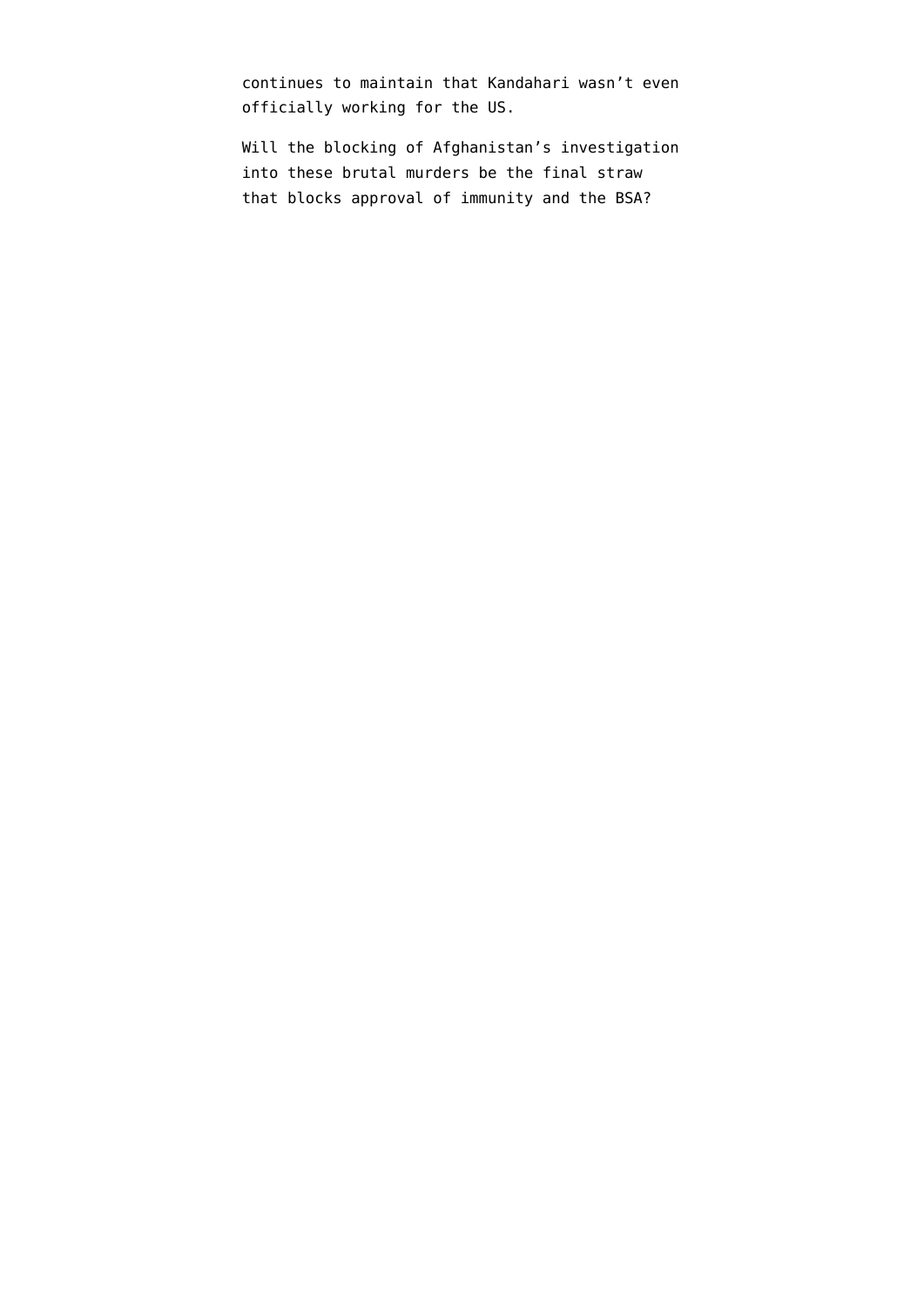continues to maintain that Kandahari wasn't even officially working for the US.

Will the blocking of Afghanistan's investigation into these brutal murders be the final straw that blocks approval of immunity and the BSA?